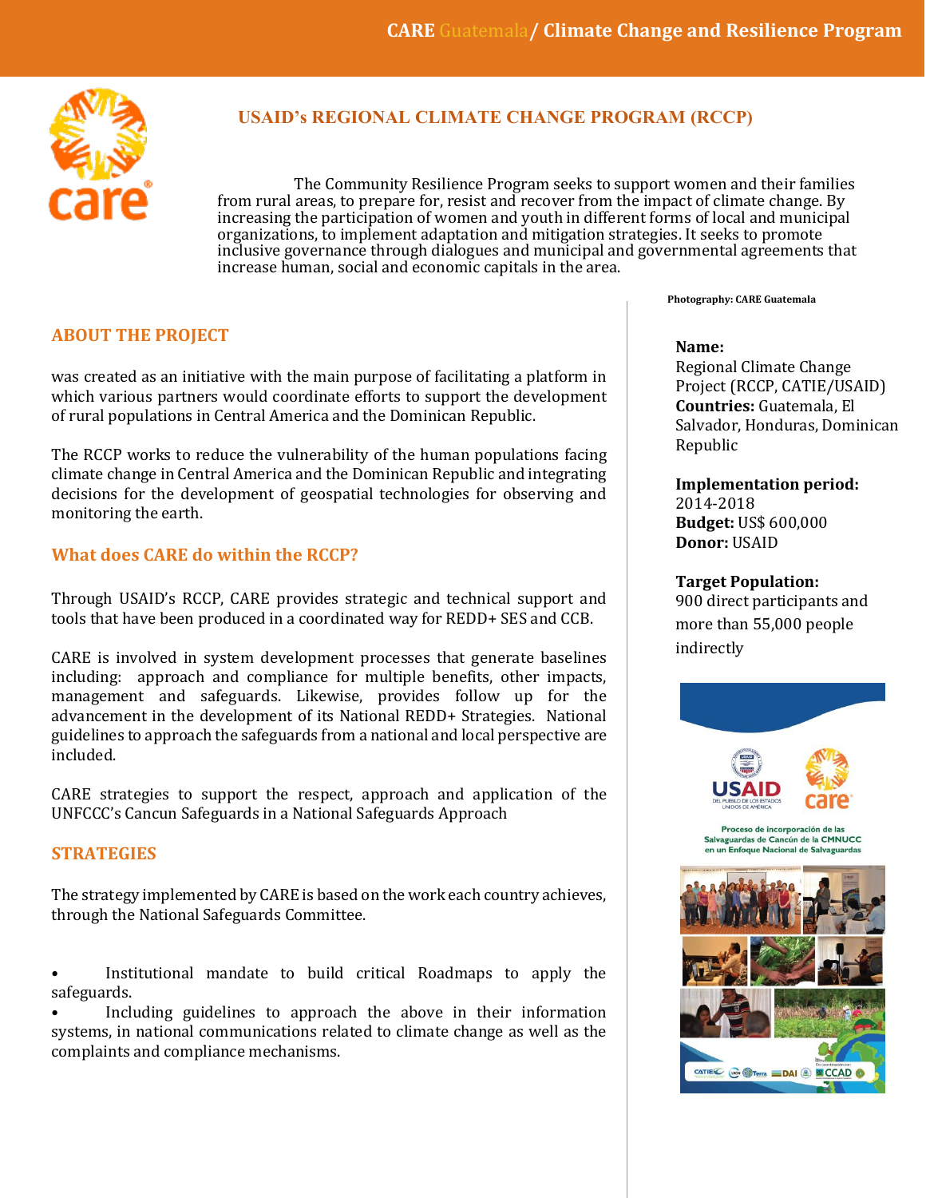# USAID's REGIONAL CLIMATE CHANGE PROGRAM (RCCP)

The Community Resilience Program seeks to support women and their families from rural areas, to prepare for, resist and recover from the impact of climate change. By increasing the participation of women and youth in different forms of local and municipal organizations, to implement adaptation and mitigation strategies. It seeks to promote inclusive governance through dialogues and municipal and governmental agreements that increase human, social and economic capitals in the area.

## ABOUT THE PROJECT

was created as an initiative with the main purpose of facilitating a platform in which various partners would coordinate efforts to support the development of rural populations in Central America and the Dominican Republic.

The RCCP works to reduce the vulnerability of the human populations facing climate change in Central America and the Dominican Republic and integrating decisions for the development of geospatial technologies for observing and monitoring the earth.

## What does CARE do within the RCCP?

Through USAID's RCCP, CARE provides strategic and technical support and tools that have been produced in a coordinated way for REDD+ SES and CCB.

CARE is involved in system development processes that generate baselines including: approach and compliance for multiple benefits, other impacts, management and safeguards. Likewise, provides follow up for the advancement in the development of its National REDD+ Strategies. National guidelines to approach the safeguards from a national and local perspective are included.

CARE strategies to support the respect, approach and application of the UNFCCC's Cancun Safeguards in a National Safeguards Approach

## STRATEGIES

The strategy implemented by CARE is based on the work each country achieves, through the National Safeguards Committee.

- Institutional mandate to build critical Roadmaps to apply the safeguards.
- Including guidelines to approach the above in their information systems, in national communications related to climate change as well as the complaints and compliance mechanisms.

Photography: CARE Guatemala

**Name:** Regional Climate Change Project (RCCP, CATIE/USAID)
**Countries:** Guatemala, El Salvador, Honduras, Dominican Republic

**Implementation period:** 2014-2018
**Budget:** US$ 600,000
**Donor:** USAID

**Target Population:** 900 direct participants and more than 55,000 people indirectly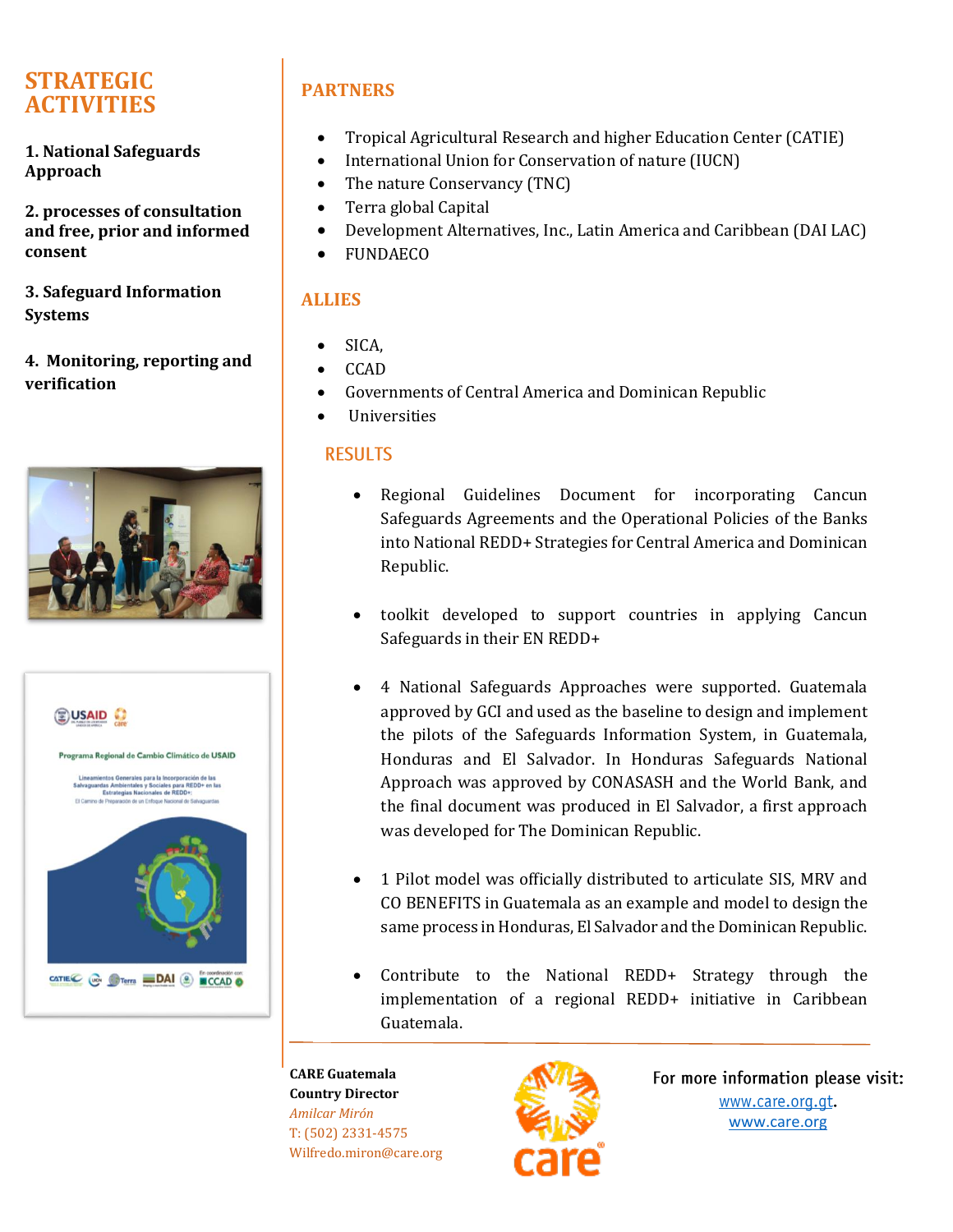## STRATEGIC ACTIVITIES

**1. National Safeguards Approach**

**2. processes of consultation and free, prior and informed consent**

**3. Safeguard Information Systems**

**4. Monitoring, reporting and verification**

## PARTNERS

- Tropical Agricultural Research and higher Education Center (CATIE)
- International Union for Conservation of nature (IUCN)
- The nature Conservancy (TNC)
- Terra global Capital
- Development Alternatives, Inc., Latin America and Caribbean (DAI LAC)
- FUNDAECO

## ALLIES

- SICA,
- CCAD
- Governments of Central America and Dominican Republic
- Universities

## RESULTS

- Regional Guidelines Document for incorporating Cancun Safeguards Agreements and the Operational Policies of the Banks into National REDD+ Strategies for Central America and Dominican Republic.
- toolkit developed to support countries in applying Cancun Safeguards in their EN REDD+
- 4 National Safeguards Approaches were supported. Guatemala approved by GCI and used as the baseline to design and implement the pilots of the Safeguards Information System, in Guatemala, Honduras and El Salvador. In Honduras Safeguards National Approach was approved by CONASASH and the World Bank, and the final document was produced in El Salvador, a first approach was developed for The Dominican Republic.
- 1 Pilot model was officially distributed to articulate SIS, MRV and CO BENEFITS in Guatemala as an example and model to design the same process in Honduras, El Salvador and the Dominican Republic.
- Contribute to the National REDD+ Strategy through the implementation of a regional REDD+ initiative in Caribbean Guatemala.

**CARE Guatemala**
**Country Director**
*Amilcar Mirón*
T: (502) 2331-4575
Wilfredo.miron@care.org

For more information please visit:
www.care.org.gt.
www.care.org